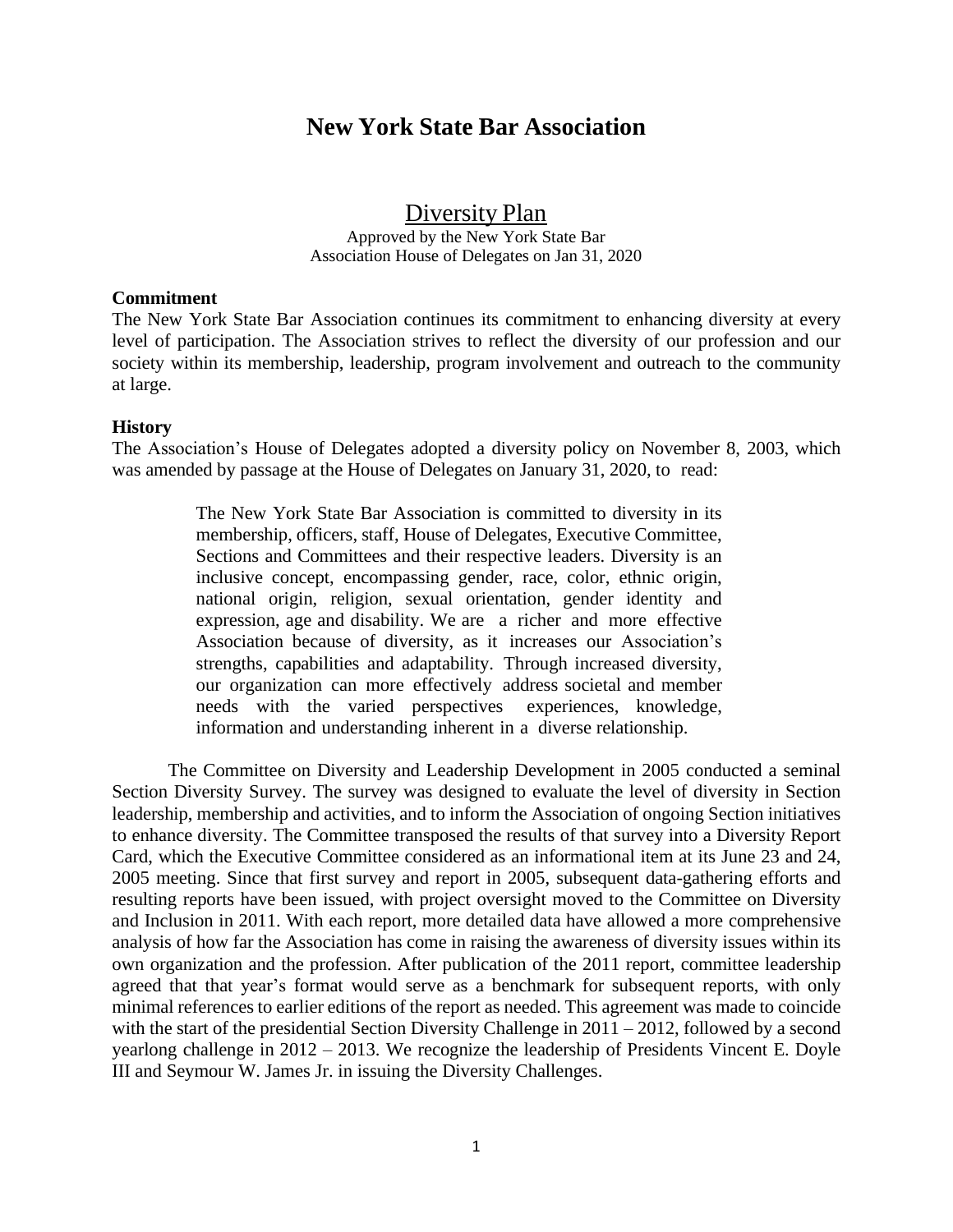# New York State Bar Association

## Diversity Plan

Approved by the New York State Bar Association House of Delegates on Jan 31, 2020

**Commitment**

The New York State Bar Association continues its commitment to enhancing diversity at every level of participation. The Association strives to reflect the diversity of our profession and our society within its membership, leadership, program involvement and outreach to the community at large.

**History**

The Association's House of Delegates adopted a diversity policy on November 8, 2003, which was amended by passage at the House of Delegates on January 31, 2020, to read:

> The New York State Bar Association is committed to diversity in its membership, officers, staff, House of Delegates, Executive Committee, Sections and Committees and their respective leaders. Diversity is an inclusive concept, encompassing gender, race, color, ethnic origin, national origin, religion, sexual orientation, gender identity and expression, age and disability. We are a richer and more effective Association because of diversity, as it increases our Association's strengths, capabilities and adaptability. Through increased diversity, our organization can more effectively address societal and member needs with the varied perspectives experiences, knowledge, information and understanding inherent in a diverse relationship.

The Committee on Diversity and Leadership Development in 2005 conducted a seminal Section Diversity Survey. The survey was designed to evaluate the level of diversity in Section leadership, membership and activities, and to inform the Association of ongoing Section initiatives to enhance diversity. The Committee transposed the results of that survey into a Diversity Report Card, which the Executive Committee considered as an informational item at its June 23 and 24, 2005 meeting. Since that first survey and report in 2005, subsequent data-gathering efforts and resulting reports have been issued, with project oversight moved to the Committee on Diversity and Inclusion in 2011. With each report, more detailed data have allowed a more comprehensive analysis of how far the Association has come in raising the awareness of diversity issues within its own organization and the profession. After publication of the 2011 report, committee leadership agreed that that year's format would serve as a benchmark for subsequent reports, with only minimal references to earlier editions of the report as needed. This agreement was made to coincide with the start of the presidential Section Diversity Challenge in 2011 – 2012, followed by a second yearlong challenge in 2012 – 2013. We recognize the leadership of Presidents Vincent E. Doyle III and Seymour W. James Jr. in issuing the Diversity Challenges.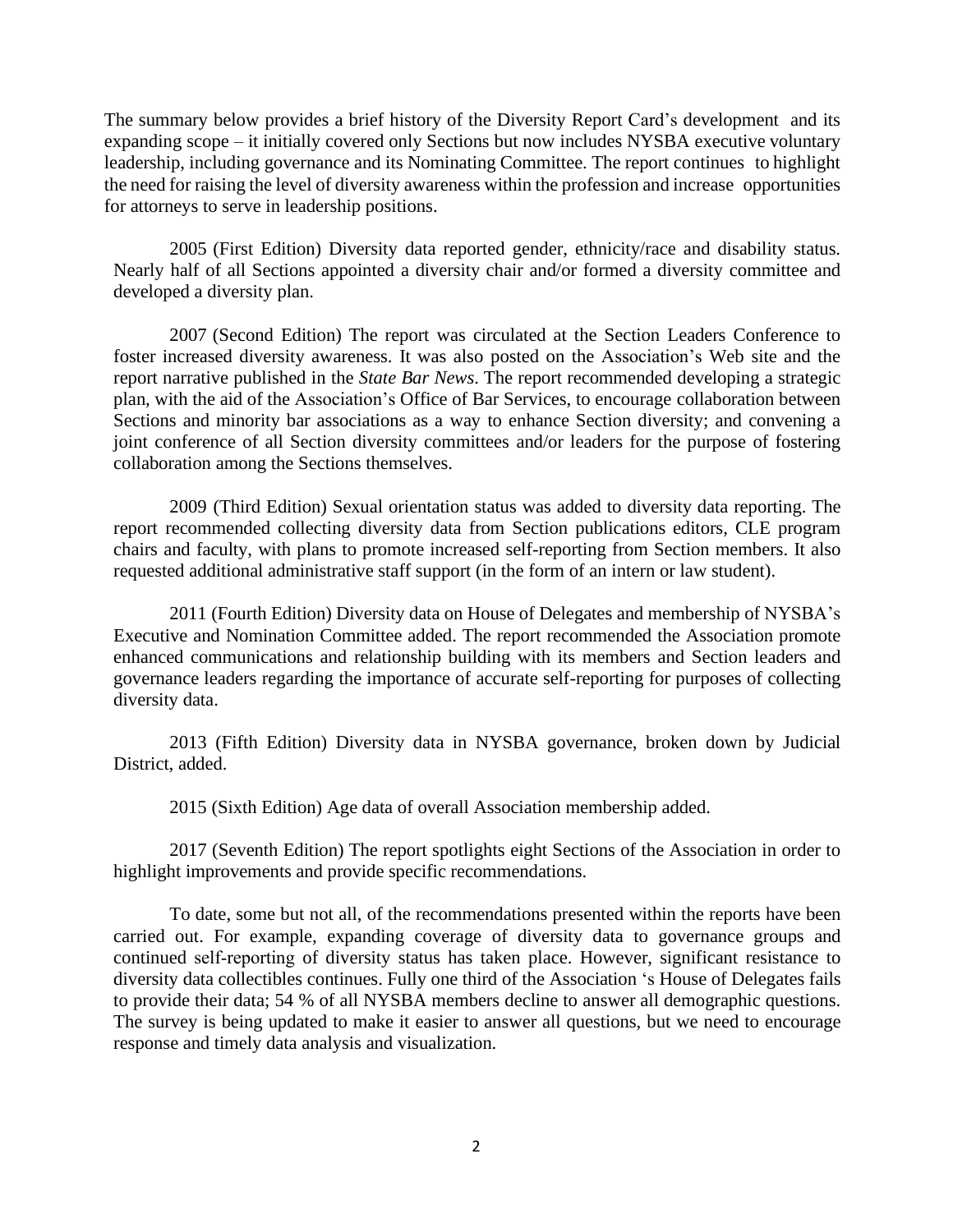The summary below provides a brief history of the Diversity Report Card's development and its expanding scope – it initially covered only Sections but now includes NYSBA executive voluntary leadership, including governance and its Nominating Committee. The report continues to highlight the need for raising the level of diversity awareness within the profession and increase opportunities for attorneys to serve in leadership positions.

2005 (First Edition) Diversity data reported gender, ethnicity/race and disability status. Nearly half of all Sections appointed a diversity chair and/or formed a diversity committee and developed a diversity plan.

2007 (Second Edition) The report was circulated at the Section Leaders Conference to foster increased diversity awareness. It was also posted on the Association's Web site and the report narrative published in the *State Bar News*. The report recommended developing a strategic plan, with the aid of the Association's Office of Bar Services, to encourage collaboration between Sections and minority bar associations as a way to enhance Section diversity; and convening a joint conference of all Section diversity committees and/or leaders for the purpose of fostering collaboration among the Sections themselves.

2009 (Third Edition) Sexual orientation status was added to diversity data reporting. The report recommended collecting diversity data from Section publications editors, CLE program chairs and faculty, with plans to promote increased self-reporting from Section members. It also requested additional administrative staff support (in the form of an intern or law student).

2011 (Fourth Edition) Diversity data on House of Delegates and membership of NYSBA's Executive and Nomination Committee added. The report recommended the Association promote enhanced communications and relationship building with its members and Section leaders and governance leaders regarding the importance of accurate self-reporting for purposes of collecting diversity data.

2013 (Fifth Edition) Diversity data in NYSBA governance, broken down by Judicial District, added.

2015 (Sixth Edition) Age data of overall Association membership added.

2017 (Seventh Edition) The report spotlights eight Sections of the Association in order to highlight improvements and provide specific recommendations.

To date, some but not all, of the recommendations presented within the reports have been carried out. For example, expanding coverage of diversity data to governance groups and continued self-reporting of diversity status has taken place. However, significant resistance to diversity data collectibles continues. Fully one third of the Association 's House of Delegates fails to provide their data; 54 % of all NYSBA members decline to answer all demographic questions. The survey is being updated to make it easier to answer all questions, but we need to encourage response and timely data analysis and visualization.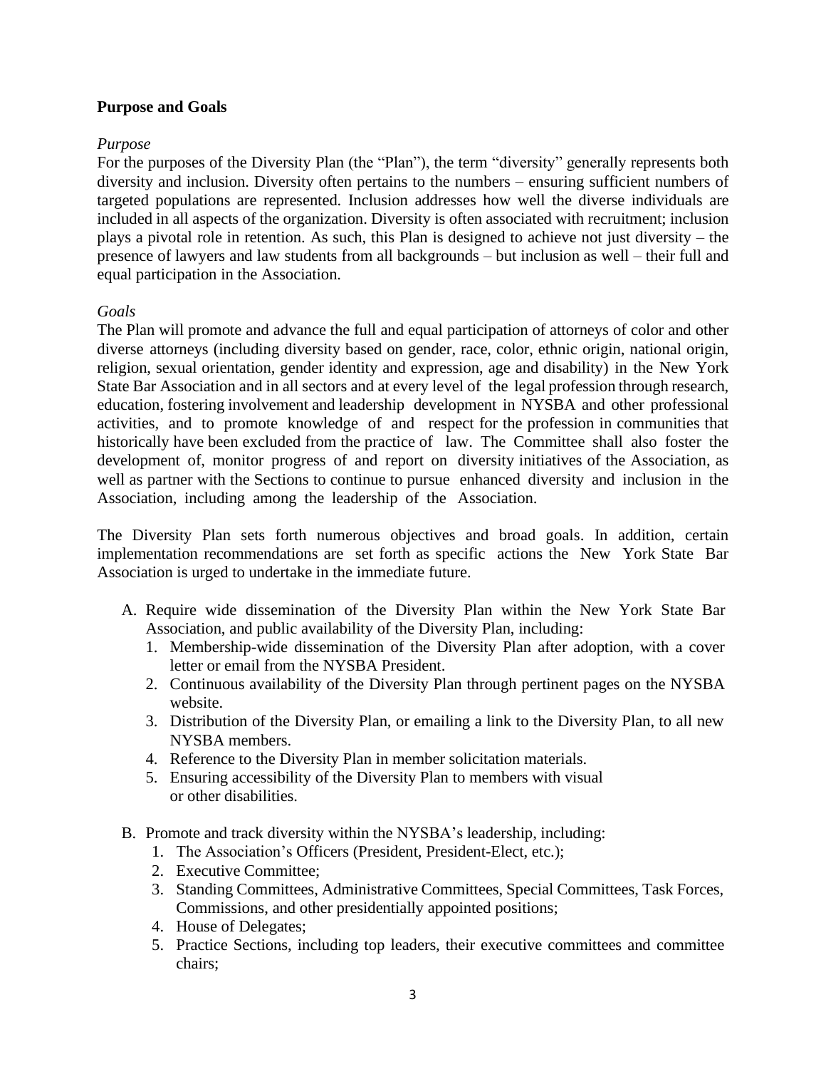**Purpose and Goals**

*Purpose*

For the purposes of the Diversity Plan (the "Plan"), the term "diversity" generally represents both diversity and inclusion. Diversity often pertains to the numbers – ensuring sufficient numbers of targeted populations are represented. Inclusion addresses how well the diverse individuals are included in all aspects of the organization. Diversity is often associated with recruitment; inclusion plays a pivotal role in retention. As such, this Plan is designed to achieve not just diversity – the presence of lawyers and law students from all backgrounds – but inclusion as well – their full and equal participation in the Association.

*Goals*

The Plan will promote and advance the full and equal participation of attorneys of color and other diverse attorneys (including diversity based on gender, race, color, ethnic origin, national origin, religion, sexual orientation, gender identity and expression, age and disability) in the New York State Bar Association and in all sectors and at every level of the legal profession through research, education, fostering involvement and leadership development in NYSBA and other professional activities, and to promote knowledge of and respect for the profession in communities that historically have been excluded from the practice of law. The Committee shall also foster the development of, monitor progress of and report on diversity initiatives of the Association, as well as partner with the Sections to continue to pursue enhanced diversity and inclusion in the Association, including among the leadership of the Association.

The Diversity Plan sets forth numerous objectives and broad goals. In addition, certain implementation recommendations are set forth as specific actions the New York State Bar Association is urged to undertake in the immediate future.

A. Require wide dissemination of the Diversity Plan within the New York State Bar Association, and public availability of the Diversity Plan, including:
   1. Membership-wide dissemination of the Diversity Plan after adoption, with a cover letter or email from the NYSBA President.
   2. Continuous availability of the Diversity Plan through pertinent pages on the NYSBA website.
   3. Distribution of the Diversity Plan, or emailing a link to the Diversity Plan, to all new NYSBA members.
   4. Reference to the Diversity Plan in member solicitation materials.
   5. Ensuring accessibility of the Diversity Plan to members with visual or other disabilities.

B. Promote and track diversity within the NYSBA's leadership, including:
   1. The Association's Officers (President, President-Elect, etc.);
   2. Executive Committee;
   3. Standing Committees, Administrative Committees, Special Committees, Task Forces, Commissions, and other presidentially appointed positions;
   4. House of Delegates;
   5. Practice Sections, including top leaders, their executive committees and committee chairs;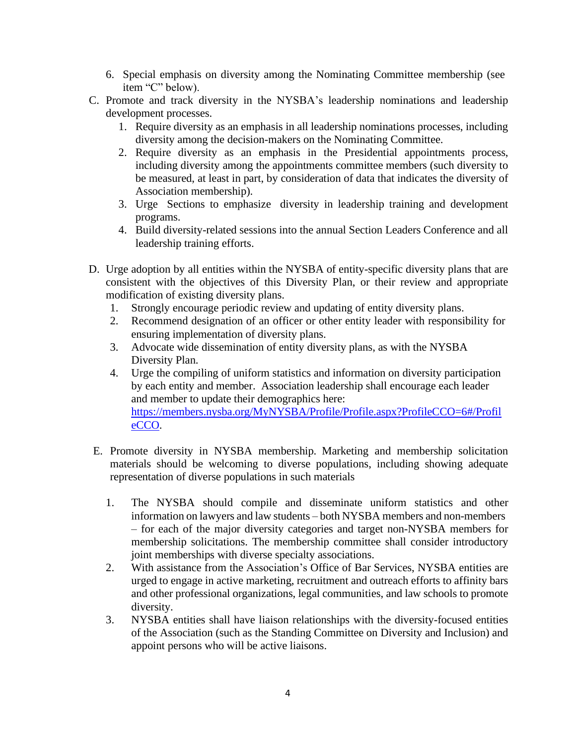6. Special emphasis on diversity among the Nominating Committee membership (see item "C" below).

C. Promote and track diversity in the NYSBA's leadership nominations and leadership development processes.
   1. Require diversity as an emphasis in all leadership nominations processes, including diversity among the decision-makers on the Nominating Committee.
   2. Require diversity as an emphasis in the Presidential appointments process, including diversity among the appointments committee members (such diversity to be measured, at least in part, by consideration of data that indicates the diversity of Association membership).
   3. Urge Sections to emphasize diversity in leadership training and development programs.
   4. Build diversity-related sessions into the annual Section Leaders Conference and all leadership training efforts.

D. Urge adoption by all entities within the NYSBA of entity-specific diversity plans that are consistent with the objectives of this Diversity Plan, or their review and appropriate modification of existing diversity plans.
   1. Strongly encourage periodic review and updating of entity diversity plans.
   2. Recommend designation of an officer or other entity leader with responsibility for ensuring implementation of diversity plans.
   3. Advocate wide dissemination of entity diversity plans, as with the NYSBA Diversity Plan.
   4. Urge the compiling of uniform statistics and information on diversity participation by each entity and member. Association leadership shall encourage each leader and member to update their demographics here: [https://members.nysba.org/MyNYSBA/Profile/Profile.aspx?ProfileCCO=6#/ProfileCCO](https://members.nysba.org/MyNYSBA/Profile/Profile.aspx?ProfileCCO=6#/ProfileCCO).

E. Promote diversity in NYSBA membership. Marketing and membership solicitation materials should be welcoming to diverse populations, including showing adequate representation of diverse populations in such materials
   1. The NYSBA should compile and disseminate uniform statistics and other information on lawyers and law students – both NYSBA members and non-members – for each of the major diversity categories and target non-NYSBA members for membership solicitations. The membership committee shall consider introductory joint memberships with diverse specialty associations.
   2. With assistance from the Association's Office of Bar Services, NYSBA entities are urged to engage in active marketing, recruitment and outreach efforts to affinity bars and other professional organizations, legal communities, and law schools to promote diversity.
   3. NYSBA entities shall have liaison relationships with the diversity-focused entities of the Association (such as the Standing Committee on Diversity and Inclusion) and appoint persons who will be active liaisons.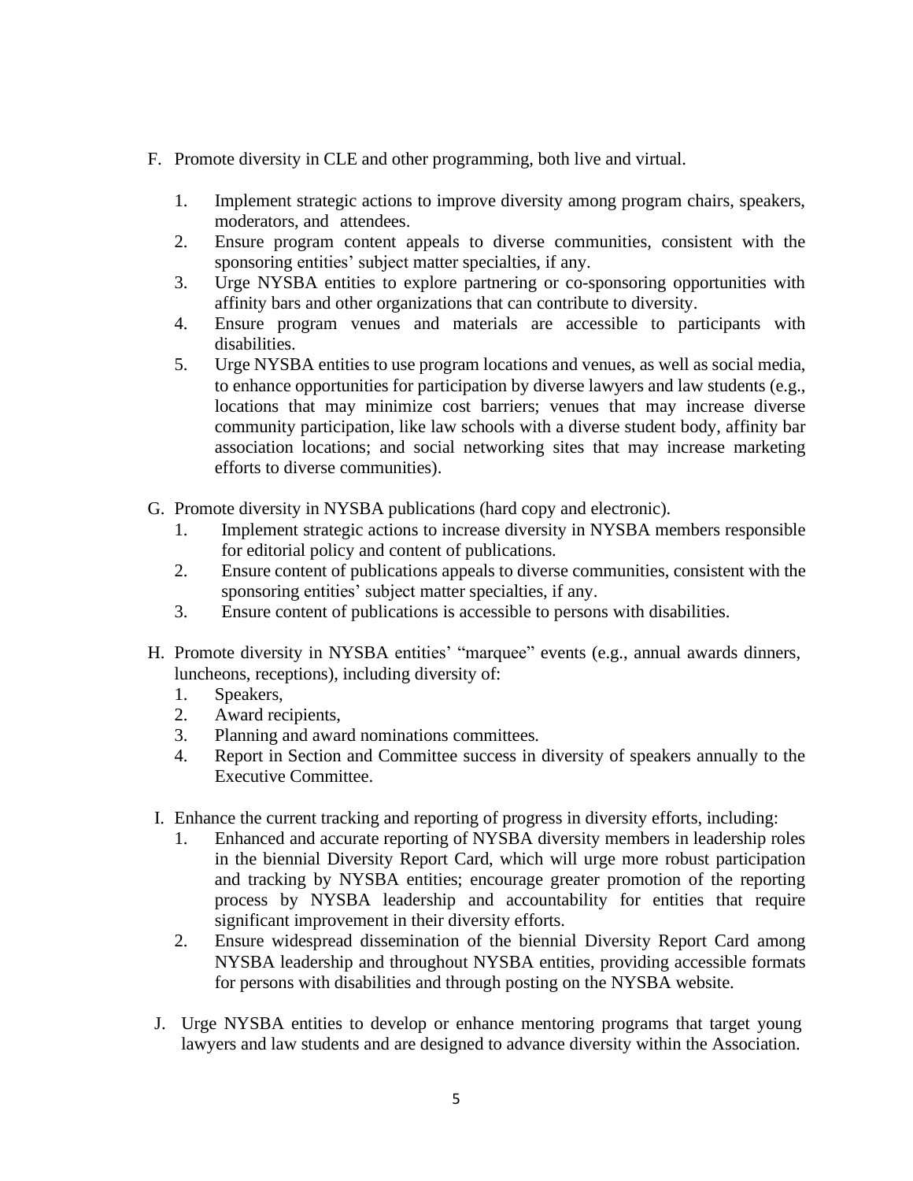F. Promote diversity in CLE and other programming, both live and virtual.

   1. Implement strategic actions to improve diversity among program chairs, speakers, moderators, and attendees.
   2. Ensure program content appeals to diverse communities, consistent with the sponsoring entities' subject matter specialties, if any.
   3. Urge NYSBA entities to explore partnering or co-sponsoring opportunities with affinity bars and other organizations that can contribute to diversity.
   4. Ensure program venues and materials are accessible to participants with disabilities.
   5. Urge NYSBA entities to use program locations and venues, as well as social media, to enhance opportunities for participation by diverse lawyers and law students (e.g., locations that may minimize cost barriers; venues that may increase diverse community participation, like law schools with a diverse student body, affinity bar association locations; and social networking sites that may increase marketing efforts to diverse communities).

G. Promote diversity in NYSBA publications (hard copy and electronic).

   1. Implement strategic actions to increase diversity in NYSBA members responsible for editorial policy and content of publications.
   2. Ensure content of publications appeals to diverse communities, consistent with the sponsoring entities' subject matter specialties, if any.
   3. Ensure content of publications is accessible to persons with disabilities.

H. Promote diversity in NYSBA entities' "marquee" events (e.g., annual awards dinners, luncheons, receptions), including diversity of:

   1. Speakers,
   2. Award recipients,
   3. Planning and award nominations committees.
   4. Report in Section and Committee success in diversity of speakers annually to the Executive Committee.

I. Enhance the current tracking and reporting of progress in diversity efforts, including:

   1. Enhanced and accurate reporting of NYSBA diversity members in leadership roles in the biennial Diversity Report Card, which will urge more robust participation and tracking by NYSBA entities; encourage greater promotion of the reporting process by NYSBA leadership and accountability for entities that require significant improvement in their diversity efforts.
   2. Ensure widespread dissemination of the biennial Diversity Report Card among NYSBA leadership and throughout NYSBA entities, providing accessible formats for persons with disabilities and through posting on the NYSBA website.

J. Urge NYSBA entities to develop or enhance mentoring programs that target young lawyers and law students and are designed to advance diversity within the Association.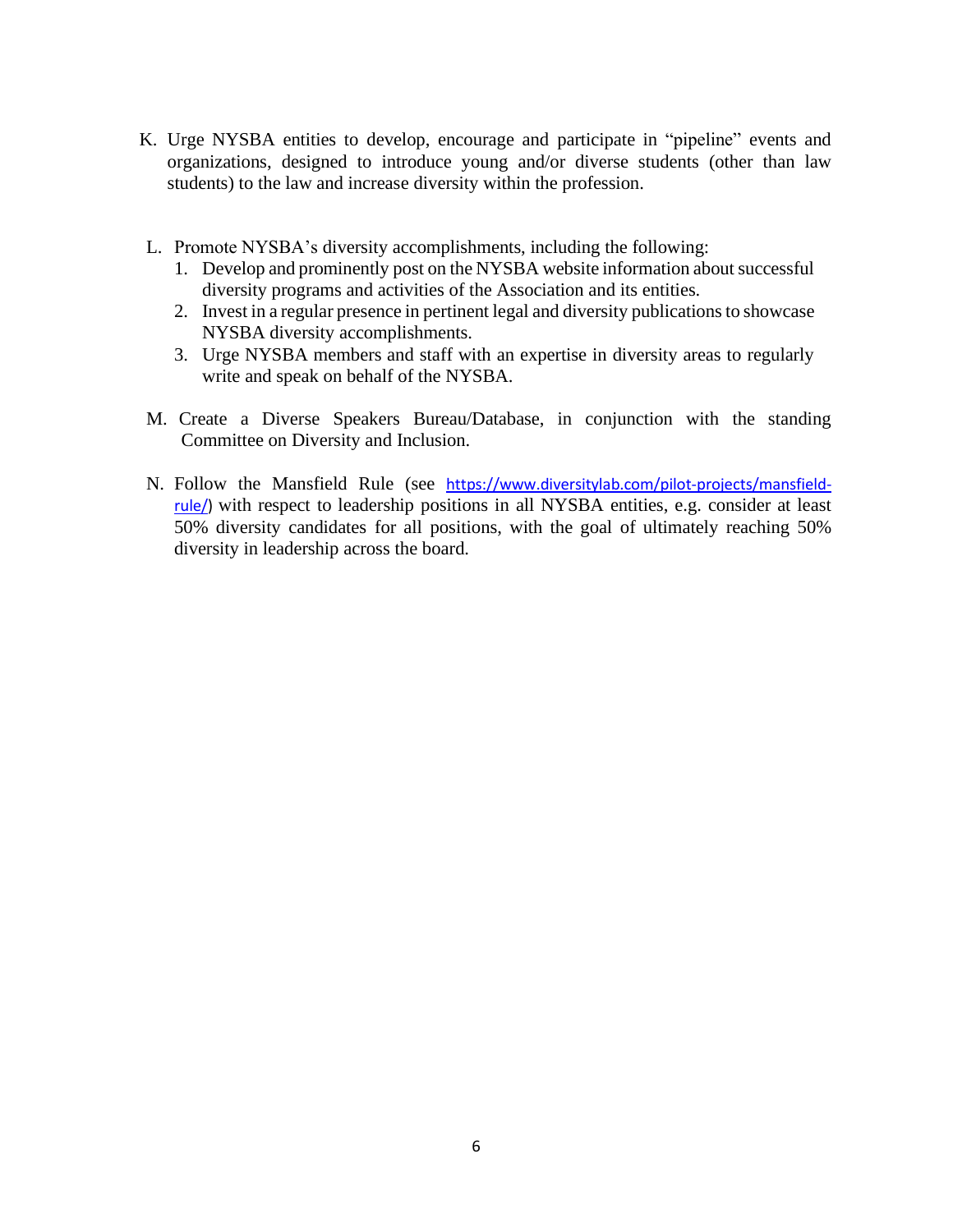K. Urge NYSBA entities to develop, encourage and participate in "pipeline" events and organizations, designed to introduce young and/or diverse students (other than law students) to the law and increase diversity within the profession.

L. Promote NYSBA's diversity accomplishments, including the following:
   1. Develop and prominently post on the NYSBA website information about successful diversity programs and activities of the Association and its entities.
   2. Invest in a regular presence in pertinent legal and diversity publications to showcase NYSBA diversity accomplishments.
   3. Urge NYSBA members and staff with an expertise in diversity areas to regularly write and speak on behalf of the NYSBA.

M. Create a Diverse Speakers Bureau/Database, in conjunction with the standing Committee on Diversity and Inclusion.

N. Follow the Mansfield Rule (see https://www.diversitylab.com/pilot-projects/mansfield-rule/) with respect to leadership positions in all NYSBA entities, e.g. consider at least 50% diversity candidates for all positions, with the goal of ultimately reaching 50% diversity in leadership across the board.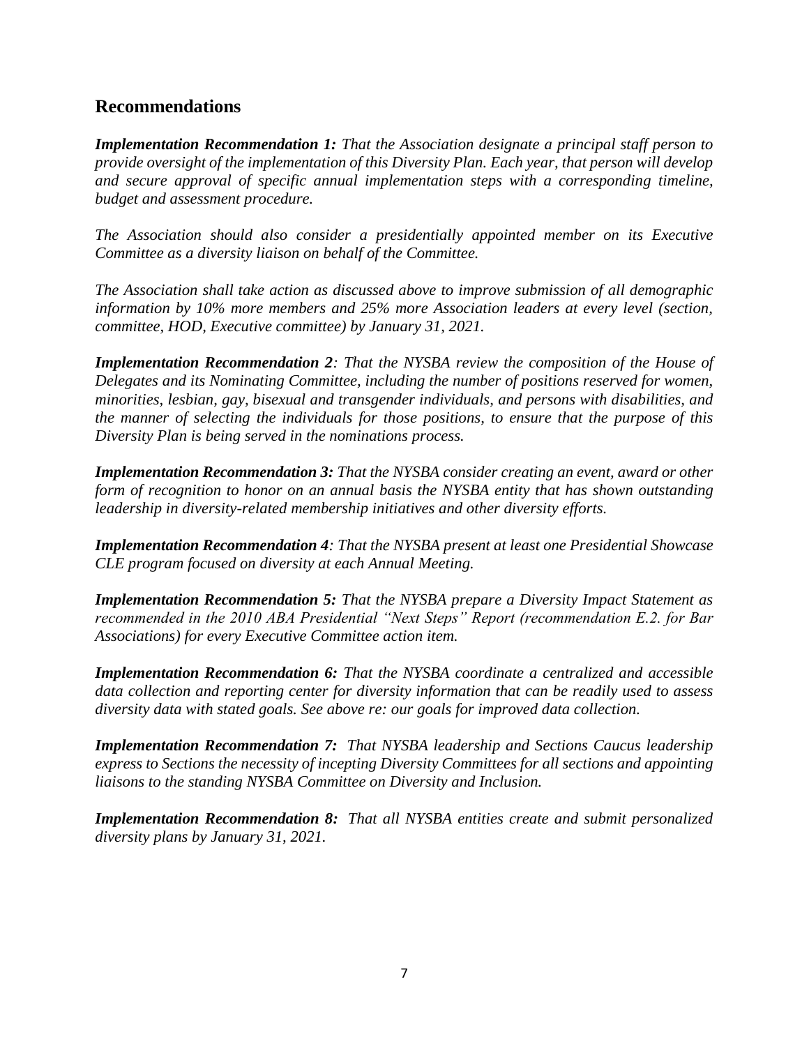## Recommendations

***Implementation Recommendation 1:*** *That the Association designate a principal staff person to provide oversight of the implementation of this Diversity Plan. Each year, that person will develop and secure approval of specific annual implementation steps with a corresponding timeline, budget and assessment procedure.*

*The Association should also consider a presidentially appointed member on its Executive Committee as a diversity liaison on behalf of the Committee.*

*The Association shall take action as discussed above to improve submission of all demographic information by 10% more members and 25% more Association leaders at every level (section, committee, HOD, Executive committee) by January 31, 2021.*

***Implementation Recommendation 2****: That the NYSBA review the composition of the House of Delegates and its Nominating Committee, including the number of positions reserved for women, minorities, lesbian, gay, bisexual and transgender individuals, and persons with disabilities, and the manner of selecting the individuals for those positions, to ensure that the purpose of this Diversity Plan is being served in the nominations process.*

***Implementation Recommendation 3:*** *That the NYSBA consider creating an event, award or other form of recognition to honor on an annual basis the NYSBA entity that has shown outstanding leadership in diversity-related membership initiatives and other diversity efforts.*

***Implementation Recommendation 4****: That the NYSBA present at least one Presidential Showcase CLE program focused on diversity at each Annual Meeting.*

***Implementation Recommendation 5:*** *That the NYSBA prepare a Diversity Impact Statement as recommended in the 2010 ABA Presidential "Next Steps" Report (recommendation E.2. for Bar Associations) for every Executive Committee action item.*

***Implementation Recommendation 6:*** *That the NYSBA coordinate a centralized and accessible data collection and reporting center for diversity information that can be readily used to assess diversity data with stated goals. See above re: our goals for improved data collection.*

***Implementation Recommendation 7:*** *That NYSBA leadership and Sections Caucus leadership express to Sections the necessity of incepting Diversity Committees for all sections and appointing liaisons to the standing NYSBA Committee on Diversity and Inclusion.*

***Implementation Recommendation 8:*** *That all NYSBA entities create and submit personalized diversity plans by January 31, 2021.*